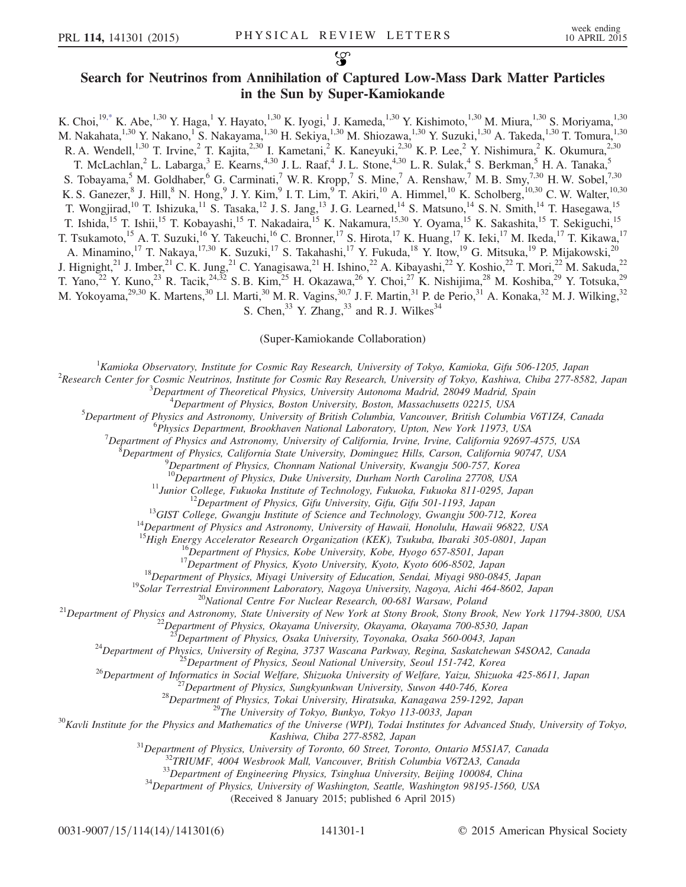# Search for Neutrinos from Annihilation of Captured Low-Mass Dark Matter Particles in the Sun by Super-Kamiokande

K. Choi,[19,*] K. Abe,[1,30] Y. Haga,[1] Y. Hayato,[1,30] K. Iyogi,[1] J. Kameda,[1,30] Y. Kishimoto,[1,30] M. Miura,[1,30] S. Moriyama,[1,30] M. Nakahata,[1,30] Y. Nakano,[1] S. Nakayama,[1,30] H. Sekiya,[1,30] M. Shiozawa,[1,30] Y. Suzuki,[1,30] A. Takeda,[1,30] T. Tomura,[1,30] R. A. Wendell,[1,30] T. Irvine,[2] T. Kajita,[2,30] I. Kametani,[2] K. Kaneyuki,[2,30] K. P. Lee,[2] Y. Nishimura,[2] K. Okumura,[2,30] T. McLachlan,[2] L. Labarga,[3] E. Kearns,[4,30] J. L. Raaf,[4] J. L. Stone,[4,30] L. R. Sulak,[4] S. Berkman,[5] H. A. Tanaka,[5] S. Tobayama,[5] M. Goldhaber,[6] G. Carminati,[7] W. R. Kropp,[7] S. Mine,[7] A. Renshaw,[7] M. B. Smy,[7,30] H. W. Sobel,[7,30] K. S. Ganezer,[8] J. Hill,[8] N. Hong,[9] J. Y. Kim,[9] I. T. Lim,[9] T. Akiri,[10] A. Himmel,[10] K. Scholberg,[10,30] C. W. Walter,[10,30] T. Wongjirad,[10] T. Ishizuka,[11] S. Tasaka,[12] J. S. Jang,[13] J. G. Learned,[14] S. Matsuno,[14] S. N. Smith,[14] T. Hasegawa,[15] T. Ishida,[15] T. Ishii,[15] T. Kobayashi,[15] T. Nakadaira,[15] K. Nakamura,[15,30] Y. Oyama,[15] K. Sakashita,[15] T. Sekiguchi,[15] T. Tsukamoto,[15] A. T. Suzuki,[16] Y. Takeuchi,[16] C. Bronner,[17] S. Hirota,[17] K. Huang,[17] K. Ieki,[17] M. Ikeda,[17] T. Kikawa,[17] A. Minamino,[17] T. Nakaya,[17,30] K. Suzuki,[17] S. Takahashi,[17] Y. Fukuda,[18] Y. Itow,[19] G. Mitsuka,[19] P. Mijakowski,[20] J. Hignight,[21] J. Imber,[21] C. K. Jung,[21] C. Yanagisawa,[21] H. Ishino,[22] A. Kibayashi,[22] Y. Koshio,[22] T. Mori,[22] M. Sakuda,[22] T. Yano,[22] Y. Kuno,[23] R. Tacik,[24,32] S. B. Kim,[25] H. Okazawa,[26] Y. Choi,[27] K. Nishijima,[28] M. Koshiba,[29] Y. Totsuka,[29] M. Yokoyama,[29,30] K. Martens,[30] Ll. Marti,[30] M. R. Vagins,[30,7] J. F. Martin,[31] P. de Perio,[31] A. Konaka,[32] M. J. Wilking,[32] S. Chen,[33] Y. Zhang,[33] and R. J. Wilkes[34]

(Super-Kamiokande Collaboration)

[1]*Kamioka Observatory, Institute for Cosmic Ray Research, University of Tokyo, Kamioka, Gifu 506-1205, Japan*
[2]*Research Center for Cosmic Neutrinos, Institute for Cosmic Ray Research, University of Tokyo, Kashiwa, Chiba 277-8582, Japan*
[3]*Department of Theoretical Physics, University Autonoma Madrid, 28049 Madrid, Spain*
[4]*Department of Physics, Boston University, Boston, Massachusetts 02215, USA*
[5]*Department of Physics and Astronomy, University of British Columbia, Vancouver, British Columbia V6T1Z4, Canada*
[6]*Physics Department, Brookhaven National Laboratory, Upton, New York 11973, USA*
[7]*Department of Physics and Astronomy, University of California, Irvine, Irvine, California 92697-4575, USA*
[8]*Department of Physics, California State University, Dominguez Hills, Carson, California 90747, USA*
[9]*Department of Physics, Chonnam National University, Kwangju 500-757, Korea*
[10]*Department of Physics, Duke University, Durham North Carolina 27708, USA*
[11]*Junior College, Fukuoka Institute of Technology, Fukuoka, Fukuoka 811-0295, Japan*
[12]*Department of Physics, Gifu University, Gifu, Gifu 501-1193, Japan*
[13]*GIST College, Gwangju Institute of Science and Technology, Gwangju 500-712, Korea*
[14]*Department of Physics and Astronomy, University of Hawaii, Honolulu, Hawaii 96822, USA*
[15]*High Energy Accelerator Research Organization (KEK), Tsukuba, Ibaraki 305-0801, Japan*
[16]*Department of Physics, Kobe University, Kobe, Hyogo 657-8501, Japan*
[17]*Department of Physics, Kyoto University, Kyoto, Kyoto 606-8502, Japan*
[18]*Department of Physics, Miyagi University of Education, Sendai, Miyagi 980-0845, Japan*
[19]*Solar Terrestrial Environment Laboratory, Nagoya University, Nagoya, Aichi 464-8602, Japan*
[20]*National Centre For Nuclear Research, 00-681 Warsaw, Poland*
[21]*Department of Physics and Astronomy, State University of New York at Stony Brook, Stony Brook, New York 11794-3800, USA*
[22]*Department of Physics, Okayama University, Okayama, Okayama 700-8530, Japan*
[23]*Department of Physics, Osaka University, Toyonaka, Osaka 560-0043, Japan*
[24]*Department of Physics, University of Regina, 3737 Wascana Parkway, Regina, Saskatchewan S4SOA2, Canada*
[25]*Department of Physics, Seoul National University, Seoul 151-742, Korea*
[26]*Department of Informatics in Social Welfare, Shizuoka University of Welfare, Yaizu, Shizuoka 425-8611, Japan*
[27]*Department of Physics, Sungkyunkwan University, Suwon 440-746, Korea*
[28]*Department of Physics, Tokai University, Hiratsuka, Kanagawa 259-1292, Japan*
[29]*The University of Tokyo, Bunkyo, Tokyo 113-0033, Japan*
[30]*Kavli Institute for the Physics and Mathematics of the Universe (WPI), Todai Institutes for Advanced Study, University of Tokyo, Kashiwa, Chiba 277-8582, Japan*
[31]*Department of Physics, University of Toronto, 60 Street, Toronto, Ontario M5S1A7, Canada*
[32]*TRIUMF, 4004 Wesbrook Mall, Vancouver, British Columbia V6T2A3, Canada*
[33]*Department of Engineering Physics, Tsinghua University, Beijing 100084, China*
[34]*Department of Physics, University of Washington, Seattle, Washington 98195-1560, USA*

(Received 8 January 2015; published 6 April 2015)

0031-9007/15/114(14)/141301(6) © 2015 American Physical Society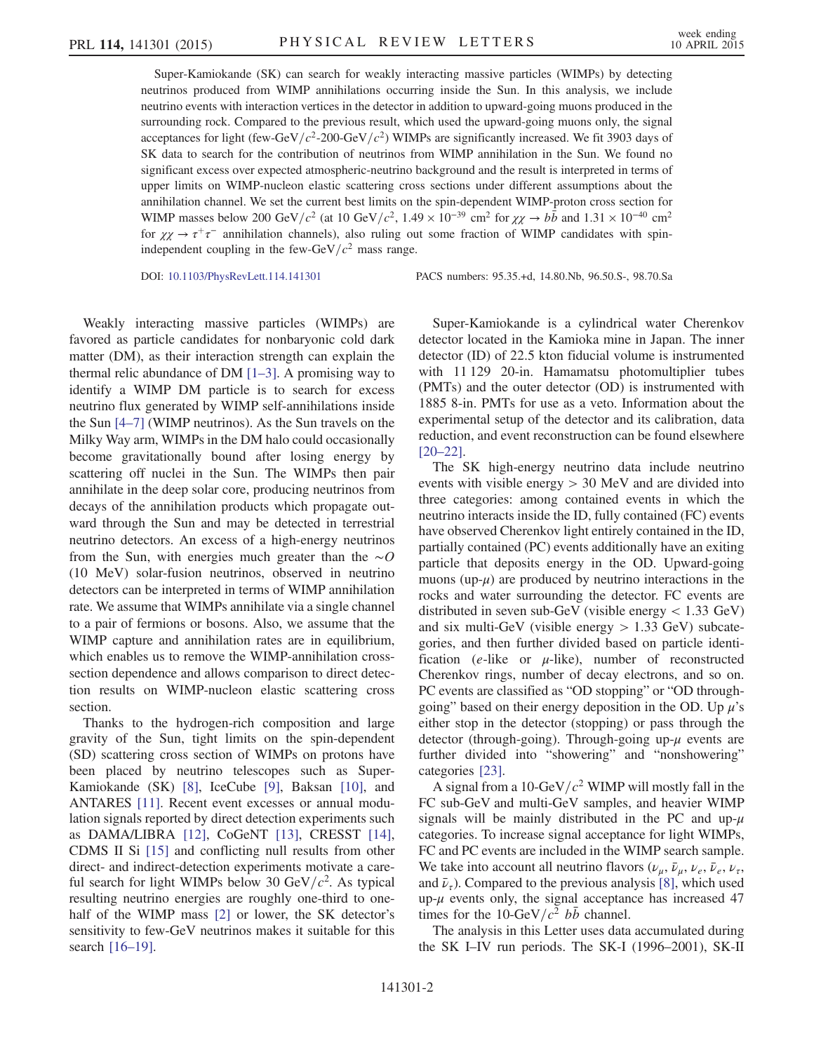Super-Kamiokande (SK) can search for weakly interacting massive particles (WIMPs) by detecting neutrinos produced from WIMP annihilations occurring inside the Sun. In this analysis, we include neutrino events with interaction vertices in the detector in addition to upward-going muons produced in the surrounding rock. Compared to the previous result, which used the upward-going muons only, the signal acceptances for light (few-$\mathrm{GeV}/c^2$-200-$\mathrm{GeV}/c^2$) WIMPs are significantly increased. We fit 3903 days of SK data to search for the contribution of neutrinos from WIMP annihilation in the Sun. We found no significant excess over expected atmospheric-neutrino background and the result is interpreted in terms of upper limits on WIMP-nucleon elastic scattering cross sections under different assumptions about the annihilation channel. We set the current best limits on the spin-dependent WIMP-proton cross section for WIMP masses below 200 $\mathrm{GeV}/c^2$ (at 10 $\mathrm{GeV}/c^2$, $1.49 \times 10^{-39}$ $\mathrm{cm}^2$ for $\chi\chi \to b\bar{b}$ and $1.31 \times 10^{-40}$ $\mathrm{cm}^2$ for $\chi\chi \to \tau^+\tau^-$ annihilation channels), also ruling out some fraction of WIMP candidates with spin-independent coupling in the few-$\mathrm{GeV}/c^2$ mass range.

DOI: 10.1103/PhysRevLett.114.141301 PACS numbers: 95.35.+d, 14.80.Nb, 96.50.S-, 98.70.Sa

Weakly interacting massive particles (WIMPs) are favored as particle candidates for nonbaryonic cold dark matter (DM), as their interaction strength can explain the thermal relic abundance of DM [1–3]. A promising way to identify a WIMP DM particle is to search for excess neutrino flux generated by WIMP self-annihilations inside the Sun [4–7] (WIMP neutrinos). As the Sun travels on the Milky Way arm, WIMPs in the DM halo could occasionally become gravitationally bound after losing energy by scattering off nuclei in the Sun. The WIMPs then pair annihilate in the deep solar core, producing neutrinos from decays of the annihilation products which propagate outward through the Sun and may be detected in terrestrial neutrino detectors. An excess of a high-energy neutrinos from the Sun, with energies much greater than the $\sim O$ (10 MeV) solar-fusion neutrinos, observed in neutrino detectors can be interpreted in terms of WIMP annihilation rate. We assume that WIMPs annihilate via a single channel to a pair of fermions or bosons. Also, we assume that the WIMP capture and annihilation rates are in equilibrium, which enables us to remove the WIMP-annihilation cross-section dependence and allows comparison to direct detection results on WIMP-nucleon elastic scattering cross section.

Thanks to the hydrogen-rich composition and large gravity of the Sun, tight limits on the spin-dependent (SD) scattering cross section of WIMPs on protons have been placed by neutrino telescopes such as Super-Kamiokande (SK) [8], IceCube [9], Baksan [10], and ANTARES [11]. Recent event excesses or annual modulation signals reported by direct detection experiments such as DAMA/LIBRA [12], CoGeNT [13], CRESST [14], CDMS II Si [15] and conflicting null results from other direct- and indirect-detection experiments motivate a careful search for light WIMPs below 30 $\mathrm{GeV}/c^2$. As typical resulting neutrino energies are roughly one-third to one-half of the WIMP mass [2] or lower, the SK detector's sensitivity to few-GeV neutrinos makes it suitable for this search [16–19].

Super-Kamiokande is a cylindrical water Cherenkov detector located in the Kamioka mine in Japan. The inner detector (ID) of 22.5 kton fiducial volume is instrumented with 11 129 20-in. Hamamatsu photomultiplier tubes (PMTs) and the outer detector (OD) is instrumented with 1885 8-in. PMTs for use as a veto. Information about the experimental setup of the detector and its calibration, data reduction, and event reconstruction can be found elsewhere [20–22].

The SK high-energy neutrino data include neutrino events with visible energy $> 30$ MeV and are divided into three categories: among contained events in which the neutrino interacts inside the ID, fully contained (FC) events have observed Cherenkov light entirely contained in the ID, partially contained (PC) events additionally have an exiting particle that deposits energy in the OD. Upward-going muons (up-$\mu$) are produced by neutrino interactions in the rocks and water surrounding the detector. FC events are distributed in seven sub-GeV (visible energy $< 1.33$ GeV) and six multi-GeV (visible energy $> 1.33$ GeV) subcategories, and then further divided based on particle identification ($e$-like or $\mu$-like), number of reconstructed Cherenkov rings, number of decay electrons, and so on. PC events are classified as "OD stopping" or "OD through-going" based on their energy deposition in the OD. Up $\mu$'s either stop in the detector (stopping) or pass through the detector (through-going). Through-going up-$\mu$ events are further divided into "showering" and "nonshowering" categories [23].

A signal from a 10-$\mathrm{GeV}/c^2$ WIMP will mostly fall in the FC sub-GeV and multi-GeV samples, and heavier WIMP signals will be mainly distributed in the PC and up-$\mu$ categories. To increase signal acceptance for light WIMPs, FC and PC events are included in the WIMP search sample. We take into account all neutrino flavors ($\nu_\mu$, $\bar{\nu}_\mu$, $\nu_e$, $\bar{\nu}_e$, $\nu_\tau$, and $\bar{\nu}_\tau$). Compared to the previous analysis [8], which used up-$\mu$ events only, the signal acceptance has increased 47 times for the 10-$\mathrm{GeV}/c^2$ $b\bar{b}$ channel.

The analysis in this Letter uses data accumulated during the SK I–IV run periods. The SK-I (1996–2001), SK-II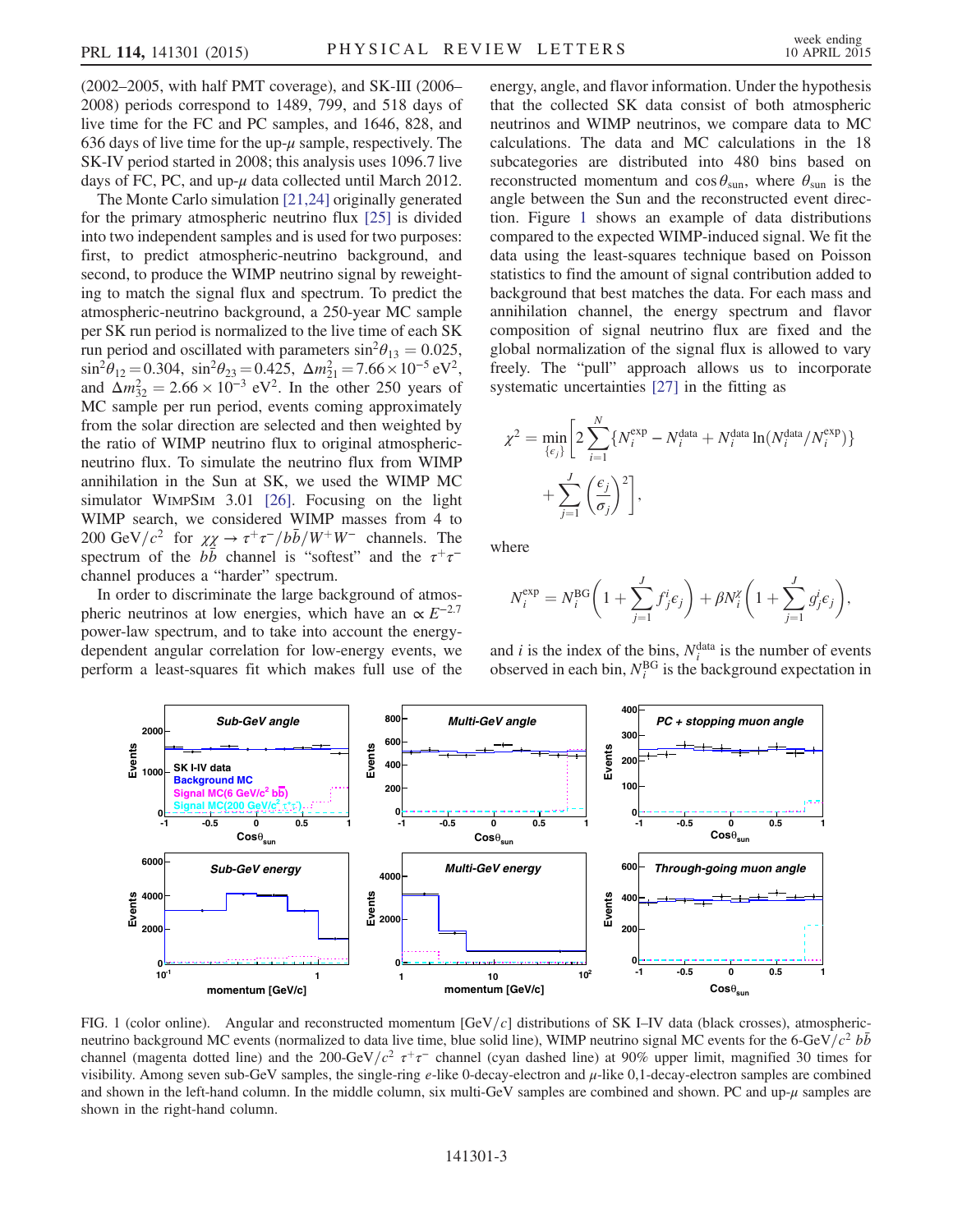(2002–2005, with half PMT coverage), and SK-III (2006–2008) periods correspond to 1489, 799, and 518 days of live time for the FC and PC samples, and 1646, 828, and 636 days of live time for the up-$\mu$ sample, respectively. The SK-IV period started in 2008; this analysis uses 1096.7 live days of FC, PC, and up-$\mu$ data collected until March 2012.

The Monte Carlo simulation [21,24] originally generated for the primary atmospheric neutrino flux [25] is divided into two independent samples and is used for two purposes: first, to predict atmospheric-neutrino background, and second, to produce the WIMP neutrino signal by reweighting to match the signal flux and spectrum. To predict the atmospheric-neutrino background, a 250-year MC sample per SK run period is normalized to the live time of each SK run period and oscillated with parameters $\sin^2\theta_{13} = 0.025$, $\sin^2\theta_{12} = 0.304$, $\sin^2\theta_{23} = 0.425$, $\Delta m^2_{21} = 7.66 \times 10^{-5}$ eV$^2$, and $\Delta m^2_{32} = 2.66 \times 10^{-3}$ eV$^2$. In the other 250 years of MC sample per run period, events coming approximately from the solar direction are selected and then weighted by the ratio of WIMP neutrino flux to original atmospheric-neutrino flux. To simulate the neutrino flux from WIMP annihilation in the Sun at SK, we used the WIMP MC simulator WimpSim 3.01 [26]. Focusing on the light WIMP search, we considered WIMP masses from 4 to 200 GeV/$c^2$ for $\chi\chi \to \tau^+\tau^-/b\bar{b}/W^+W^-$ channels. The spectrum of the $b\bar{b}$ channel is "softest" and the $\tau^+\tau^-$ channel produces a "harder" spectrum.

In order to discriminate the large background of atmospheric neutrinos at low energies, which have an $\propto E^{-2.7}$ power-law spectrum, and to take into account the energy-dependent angular correlation for low-energy events, we perform a least-squares fit which makes full use of the energy, angle, and flavor information. Under the hypothesis that the collected SK data consist of both atmospheric neutrinos and WIMP neutrinos, we compare data to MC calculations. The data and MC calculations in the 18 subcategories are distributed into 480 bins based on reconstructed momentum and $\cos\theta_{\text{sun}}$, where $\theta_{\text{sun}}$ is the angle between the Sun and the reconstructed event direction. Figure 1 shows an example of data distributions compared to the expected WIMP-induced signal. We fit the data using the least-squares technique based on Poisson statistics to find the amount of signal contribution added to background that best matches the data. For each mass and annihilation channel, the energy spectrum and flavor composition of signal neutrino flux are fixed and the global normalization of the signal flux is allowed to vary freely. The "pull" approach allows us to incorporate systematic uncertainties [27] in the fitting as

$$\chi^2 = \min_{\{\epsilon_j\}}\left[2\sum_{i=1}^{N}\{N_i^{\text{exp}} - N_i^{\text{data}} + N_i^{\text{data}}\ln(N_i^{\text{data}}/N_i^{\text{exp}})\} + \sum_{j=1}^{J}\left(\frac{\epsilon_j}{\sigma_j}\right)^2\right],$$

where

$$N_i^{\text{exp}} = N_i^{\text{BG}}\left(1 + \sum_{j=1}^{J} f_j^i \epsilon_j\right) + \beta N_i^{\chi}\left(1 + \sum_{j=1}^{J} g_j^i \epsilon_j\right),$$

and $i$ is the index of the bins, $N_i^{\text{data}}$ is the number of events observed in each bin, $N_i^{\text{BG}}$ is the background expectation in

Sub-GeV angle
Events
2000
1000
0
-1 -0.5 0 0.5 1
Cosθ$_{\text{sun}}$
SK I-IV data
Background MC
Signal MC(6 GeV/c$^2$ $b\bar{b}$)
Signal MC(200 GeV/c$^2$ $\tau^+\tau^-$)

Multi-GeV angle
Events
800
600
400
200
0
-1 -0.5 0 0.5 1
Cosθ$_{\text{sun}}$

PC + stopping muon angle
Events
400
300
200
100
0
-1 -0.5 0 0.5 1
Cosθ$_{\text{sun}}$

Sub-GeV energy
Events
6000
4000
2000
0
$10^{-1}$ 1
momentum [GeV/c]

Multi-GeV energy
Events
4000
2000
0
1 10 $10^2$
momentum [GeV/c]

Through-going muon angle
Events
600
400
200
0
-1 -0.5 0 0.5 1
Cosθ$_{\text{sun}}$

FIG. 1 (color online). Angular and reconstructed momentum [GeV/$c$] distributions of SK I–IV data (black crosses), atmospheric-neutrino background MC events (normalized to data live time, blue solid line), WIMP neutrino signal MC events for the 6-GeV/$c^2$ $b\bar{b}$ channel (magenta dotted line) and the 200-GeV/$c^2$ $\tau^+\tau^-$ channel (cyan dashed line) at 90% upper limit, magnified 30 times for visibility. Among seven sub-GeV samples, the single-ring $e$-like 0-decay-electron and $\mu$-like 0,1-decay-electron samples are combined and shown in the left-hand column. In the middle column, six multi-GeV samples are combined and shown. PC and up-$\mu$ samples are shown in the right-hand column.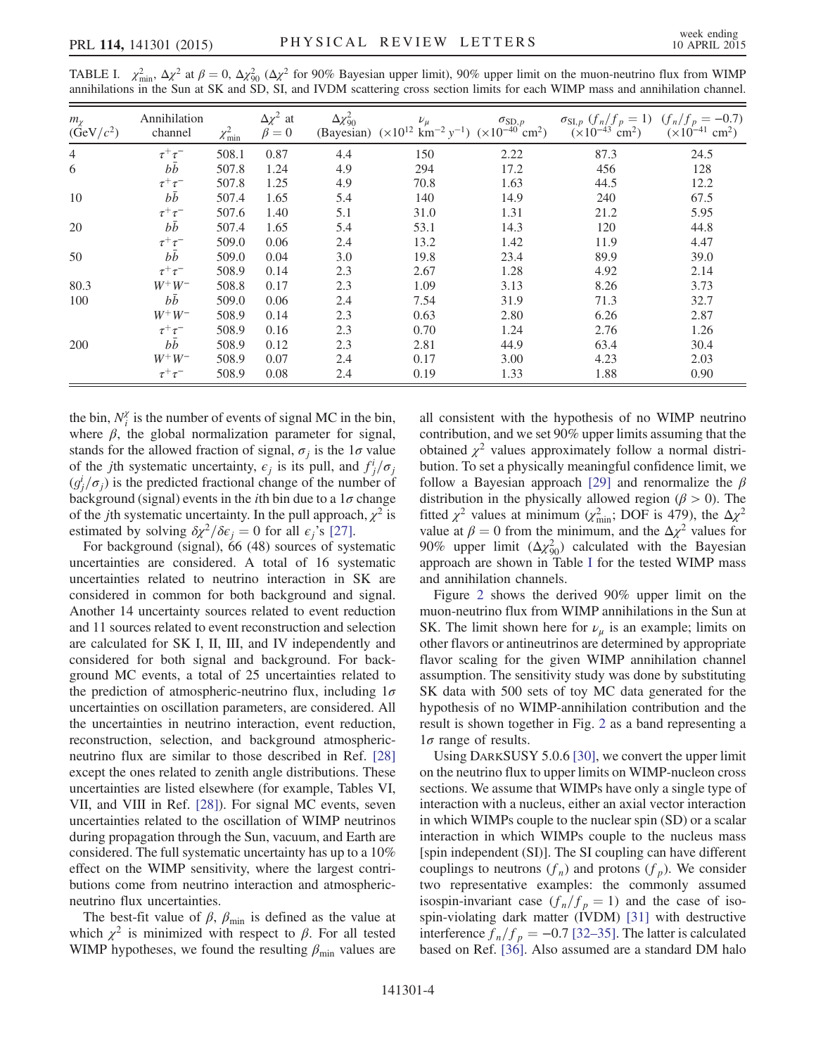TABLE I. $\chi^2_{\rm min}$, $\Delta\chi^2$ at $\beta = 0$, $\Delta\chi^2_{90}$ ($\Delta\chi^2$ for 90% Bayesian upper limit), 90% upper limit on the muon-neutrino flux from WIMP annihilations in the Sun at SK and SD, SI, and IVDM scattering cross section limits for each WIMP mass and annihilation channel.

| $m_\chi$ (GeV/$c^2$) | Annihilation channel | $\chi^2_{\rm min}$ | $\Delta\chi^2$ at $\beta = 0$ | $\Delta\chi^2_{90}$ (Bayesian) | $\nu_\mu$ ($\times 10^{12}$ km$^{-2}$ y$^{-1}$) | $\sigma_{{\rm SD},p}$ ($\times 10^{-40}$ cm$^2$) | $\sigma_{{\rm SI},p}$ ($f_n/f_p = 1$) ($\times 10^{-43}$ cm$^2$) | ($f_n/f_p = -0.7$) ($\times 10^{-41}$ cm$^2$) |
|---|---|---|---|---|---|---|---|---|
| 4 | $\tau^+\tau^-$ | 508.1 | 0.87 | 4.4 | 150 | 2.22 | 87.3 | 24.5 |
| 6 | $b\bar{b}$ | 507.8 | 1.24 | 4.9 | 294 | 17.2 | 456 | 128 |
| | $\tau^+\tau^-$ | 507.8 | 1.25 | 4.9 | 70.8 | 1.63 | 44.5 | 12.2 |
| 10 | $b\bar{b}$ | 507.4 | 1.65 | 5.4 | 140 | 14.9 | 240 | 67.5 |
| | $\tau^+\tau^-$ | 507.6 | 1.40 | 5.1 | 31.0 | 1.31 | 21.2 | 5.95 |
| 20 | $b\bar{b}$ | 507.4 | 1.65 | 5.4 | 53.1 | 14.3 | 120 | 44.8 |
| | $\tau^+\tau^-$ | 509.0 | 0.06 | 2.4 | 13.2 | 1.42 | 11.9 | 4.47 |
| 50 | $b\bar{b}$ | 509.0 | 0.04 | 3.0 | 19.8 | 23.4 | 89.9 | 39.0 |
| | $\tau^+\tau^-$ | 508.9 | 0.14 | 2.3 | 2.67 | 1.28 | 4.92 | 2.14 |
| 80.3 | $W^+W^-$ | 508.8 | 0.17 | 2.3 | 1.09 | 3.13 | 8.26 | 3.73 |
| 100 | $b\bar{b}$ | 509.0 | 0.06 | 2.4 | 7.54 | 31.9 | 71.3 | 32.7 |
| | $W^+W^-$ | 508.9 | 0.14 | 2.3 | 0.63 | 2.80 | 6.26 | 2.87 |
| | $\tau^+\tau^-$ | 508.9 | 0.16 | 2.3 | 0.70 | 1.24 | 2.76 | 1.26 |
| 200 | $b\bar{b}$ | 508.9 | 0.12 | 2.3 | 2.81 | 44.9 | 63.4 | 30.4 |
| | $W^+W^-$ | 508.9 | 0.07 | 2.4 | 0.17 | 3.00 | 4.23 | 2.03 |
| | $\tau^+\tau^-$ | 508.9 | 0.08 | 2.4 | 0.19 | 1.33 | 1.88 | 0.90 |

the bin, $N_i^\chi$ is the number of events of signal MC in the bin, where $\beta$, the global normalization parameter for signal, stands for the allowed fraction of signal, $\sigma_j$ is the $1\sigma$ value of the $j$th systematic uncertainty, $\epsilon_j$ is its pull, and $f_j^i/\sigma_j$ ($g_j^i/\sigma_j$) is the predicted fractional change of the number of background (signal) events in the $i$th bin due to a $1\sigma$ change of the $j$th systematic uncertainty. In the pull approach, $\chi^2$ is estimated by solving $\delta\chi^2/\delta\epsilon_j = 0$ for all $\epsilon_j$'s [27].

For background (signal), 66 (48) sources of systematic uncertainties are considered. A total of 16 systematic uncertainties related to neutrino interaction in SK are considered in common for both background and signal. Another 14 uncertainty sources related to event reduction and 11 sources related to event reconstruction and selection are calculated for SK I, II, III, and IV independently and considered for both signal and background. For background MC events, a total of 25 uncertainties related to the prediction of atmospheric-neutrino flux, including $1\sigma$ uncertainties on oscillation parameters, are considered. All the uncertainties in neutrino interaction, event reduction, reconstruction, selection, and background atmospheric-neutrino flux are similar to those described in Ref. [28] except the ones related to zenith angle distributions. These uncertainties are listed elsewhere (for example, Tables VI, VII, and VIII in Ref. [28]). For signal MC events, seven uncertainties related to the oscillation of WIMP neutrinos during propagation through the Sun, vacuum, and Earth are considered. The full systematic uncertainty has up to a 10% effect on the WIMP sensitivity, where the largest contributions come from neutrino interaction and atmospheric-neutrino flux uncertainties.

The best-fit value of $\beta$, $\beta_{\rm min}$ is defined as the value at which $\chi^2$ is minimized with respect to $\beta$. For all tested WIMP hypotheses, we found the resulting $\beta_{\rm min}$ values are all consistent with the hypothesis of no WIMP neutrino contribution, and we set 90% upper limits assuming that the obtained $\chi^2$ values approximately follow a normal distribution. To set a physically meaningful confidence limit, we follow a Bayesian approach [29] and renormalize the $\beta$ distribution in the physically allowed region ($\beta > 0$). The fitted $\chi^2$ values at minimum ($\chi^2_{\rm min}$; DOF is 479), the $\Delta\chi^2$ value at $\beta = 0$ from the minimum, and the $\Delta\chi^2$ values for 90% upper limit ($\Delta\chi^2_{90}$) calculated with the Bayesian approach are shown in Table I for the tested WIMP mass and annihilation channels.

Figure 2 shows the derived 90% upper limit on the muon-neutrino flux from WIMP annihilations in the Sun at SK. The limit shown here for $\nu_\mu$ is an example; limits on other flavors or antineutrinos are determined by appropriate flavor scaling for the given WIMP annihilation channel assumption. The sensitivity study was done by substituting SK data with 500 sets of toy MC data generated for the hypothesis of no WIMP-annihilation contribution and the result is shown together in Fig. 2 as a band representing a $1\sigma$ range of results.

Using DarkSUSY 5.0.6 [30], we convert the upper limit on the neutrino flux to upper limits on WIMP-nucleon cross sections. We assume that WIMPs have only a single type of interaction with a nucleus, either an axial vector interaction in which WIMPs couple to the nuclear spin (SD) or a scalar interaction in which WIMPs couple to the nucleus mass [spin independent (SI)]. The SI coupling can have different couplings to neutrons ($f_n$) and protons ($f_p$). We consider two representative examples: the commonly assumed isospin-invariant case ($f_n/f_p = 1$) and the case of isospin-violating dark matter (IVDM) [31] with destructive interference $f_n/f_p = -0.7$ [32–35]. The latter is calculated based on Ref. [36]. Also assumed are a standard DM halo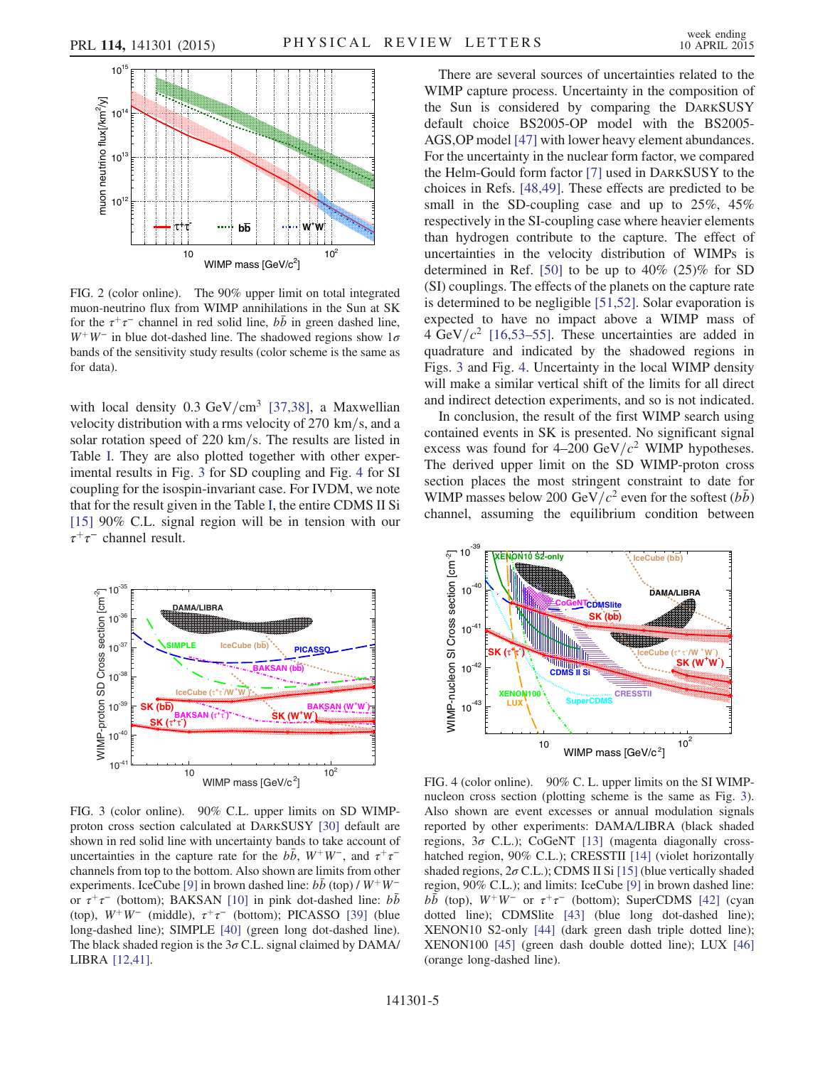10^15

10^14

10^13

10^12

muon neutrino flux[/km^2/y]

$\tau^+\tau^-$   $b\bar{b}$   $W^+W^-$

10   10^2

WIMP mass [GeV/c^2]

FIG. 2 (color online). The 90% upper limit on total integrated muon-neutrino flux from WIMP annihilations in the Sun at SK for the $\tau^+\tau^-$ channel in red solid line, $b\bar{b}$ in green dashed line, $W^+W^-$ in blue dot-dashed line. The shadowed regions show $1\sigma$ bands of the sensitivity study results (color scheme is the same as for data).

with local density $0.3\ \text{GeV/cm}^3$ [37,38], a Maxwellian velocity distribution with a rms velocity of 270 km/s, and a solar rotation speed of 220 km/s. The results are listed in Table I. They are also plotted together with other experimental results in Fig. 3 for SD coupling and Fig. 4 for SI coupling for the isospin-invariant case. For IVDM, we note that for the result given in the Table I, the entire CDMS II Si [15] 90% C.L. signal region will be in tension with our $\tau^+\tau^-$ channel result.

10^-35

10^-36

10^-37

10^-38

10^-39

10^-40

10^-41

WIMP-proton SD Cross section [cm^2]

DAMA/LIBRA

SIMPLE

IceCube ($b\bar{b}$)

PICASSO

BAKSAN ($b\bar{b}$)

IceCube ($\tau^+\tau^-$/$W^+W^-$)

SK ($b\bar{b}$)

BAKSAN ($W^+W^-$)

BAKSAN ($\tau^+\tau^-$)

SK ($W^+W^-$)

SK ($\tau^+\tau^-$)

10   10^2

WIMP mass [GeV/c^2]

FIG. 3 (color online). 90% C.L. upper limits on SD WIMP-proton cross section calculated at DARKSUSY [30] default are shown in red solid line with uncertainty bands to take account of uncertainties in the capture rate for the $b\bar{b}$, $W^+W^-$, and $\tau^+\tau^-$ channels from top to the bottom. Also shown are limits from other experiments. IceCube [9] in brown dashed line: $b\bar{b}$ (top) / $W^+W^-$ or $\tau^+\tau^-$ (bottom); BAKSAN [10] in pink dot-dashed line: $b\bar{b}$ (top), $W^+W^-$ (middle), $\tau^+\tau^-$ (bottom); PICASSO [39] (blue long-dashed line); SIMPLE [40] (green long dot-dashed line). The black shaded region is the $3\sigma$ C.L. signal claimed by DAMA/LIBRA [12,41].

There are several sources of uncertainties related to the WIMP capture process. Uncertainty in the composition of the Sun is considered by comparing the DARKSUSY default choice BS2005-OP model with the BS2005-AGS,OP model [47] with lower heavy element abundances. For the uncertainty in the nuclear form factor, we compared the Helm-Gould form factor [7] used in DARKSUSY to the choices in Refs. [48,49]. These effects are predicted to be small in the SD-coupling case and up to 25%, 45% respectively in the SI-coupling case where heavier elements than hydrogen contribute to the capture. The effect of uncertainties in the velocity distribution of WIMPs is determined in Ref. [50] to be up to 40% (25)% for SD (SI) couplings. The effects of the planets on the capture rate is determined to be negligible [51,52]. Solar evaporation is expected to have no impact above a WIMP mass of $4\ \text{GeV}/c^2$ [16,53–55]. These uncertainties are added in quadrature and indicated by the shadowed regions in Figs. 3 and Fig. 4. Uncertainty in the local WIMP density will make a similar vertical shift of the limits for all direct and indirect detection experiments, and so is not indicated.

In conclusion, the result of the first WIMP search using contained events in SK is presented. No significant signal excess was found for 4–200 $\text{GeV}/c^2$ WIMP hypotheses. The derived upper limit on the SD WIMP-proton cross section places the most stringent constraint to date for WIMP masses below 200 $\text{GeV}/c^2$ even for the softest ($b\bar{b}$) channel, assuming the equilibrium condition between

10^-39

10^-40

10^-41

10^-42

10^-43

WIMP-nucleon SI Cross section [cm^2]

XENON10 S2-only

IceCube ($b\bar{b}$)

DAMA/LIBRA

CoGeNT

CDMSlite

SK ($b\bar{b}$)

SK ($\tau^+\tau^-$)

IceCube ($\tau^+\tau^-$/$W^+W^-$)

SK ($W^+W^-$)

CDMS II Si

XENON100

LUX

SuperCDMS

CRESSTII

10   10^2

WIMP mass [GeV/c^2]

FIG. 4 (color online). 90% C. L. upper limits on the SI WIMP-nucleon cross section (plotting scheme is the same as Fig. 3). Also shown are event excesses or annual modulation signals reported by other experiments: DAMA/LIBRA (black shaded regions, $3\sigma$ C.L.); CoGeNT [13] (magenta diagonally cross-hatched region, 90% C.L.); CRESSTII [14] (violet horizontally shaded regions, $2\sigma$ C.L.); CDMS II Si [15] (blue vertically shaded region, 90% C.L.); and limits: IceCube [9] in brown dashed line: $b\bar{b}$ (top), $W^+W^-$ or $\tau^+\tau^-$ (bottom); SuperCDMS [42] (cyan dotted line); CDMSlite [43] (blue long dot-dashed line); XENON10 S2-only [44] (dark green dash triple dotted line); XENON100 [45] (green dash double dotted line); LUX [46] (orange long-dashed line).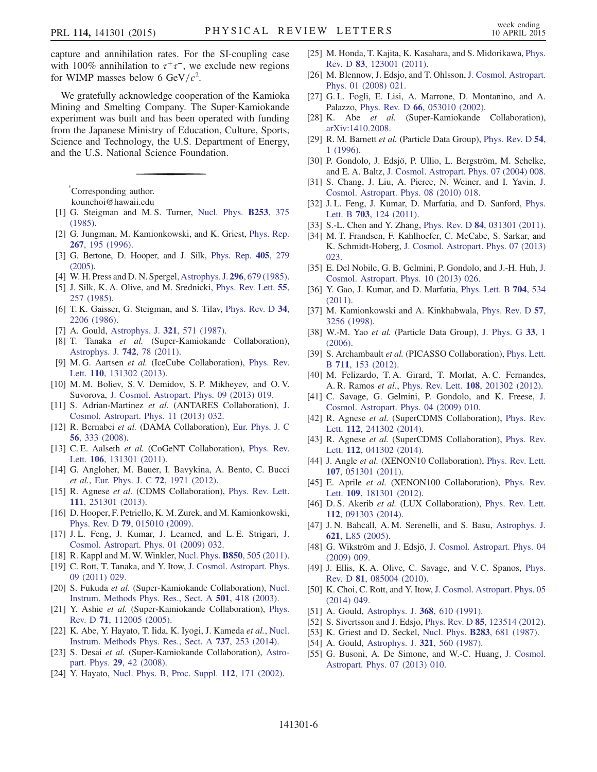capture and annihilation rates. For the SI-coupling case with 100% annihilation to $\tau^+\tau^-$, we exclude new regions for WIMP masses below 6 $\mathrm{GeV}/c^2$.

We gratefully acknowledge cooperation of the Kamioka Mining and Smelting Company. The Super-Kamiokande experiment was built and has been operated with funding from the Japanese Ministry of Education, Culture, Sports, Science and Technology, the U.S. Department of Energy, and the U.S. National Science Foundation.

---

*Corresponding author.
kounchoi@hawaii.edu

[1] G. Steigman and M. S. Turner, Nucl. Phys. **B253**, 375 (1985).
[2] G. Jungman, M. Kamionkowski, and K. Griest, Phys. Rep. **267**, 195 (1996).
[3] G. Bertone, D. Hooper, and J. Silk, Phys. Rep. **405**, 279 (2005).
[4] W. H. Press and D. N. Spergel, Astrophys. J. **296**, 679 (1985).
[5] J. Silk, K. A. Olive, and M. Srednicki, Phys. Rev. Lett. **55**, 257 (1985).
[6] T. K. Gaisser, G. Steigman, and S. Tilav, Phys. Rev. D **34**, 2206 (1986).
[7] A. Gould, Astrophys. J. **321**, 571 (1987).
[8] T. Tanaka *et al.* (Super-Kamiokande Collaboration), Astrophys. J. **742**, 78 (2011).
[9] M. G. Aartsen *et al.* (IceCube Collaboration), Phys. Rev. Lett. **110**, 131302 (2013).
[10] M. M. Boliev, S. V. Demidov, S. P. Mikheyev, and O. V. Suvorova, J. Cosmol. Astropart. Phys. 09 (2013) 019.
[11] S. Adrian-Martinez *et al.* (ANTARES Collaboration), J. Cosmol. Astropart. Phys. 11 (2013) 032.
[12] R. Bernabei *et al.* (DAMA Collaboration), Eur. Phys. J. C **56**, 333 (2008).
[13] C. E. Aalseth *et al.* (CoGeNT Collaboration), Phys. Rev. Lett. **106**, 131301 (2011).
[14] G. Angloher, M. Bauer, I. Bavykina, A. Bento, C. Bucci *et al.*, Eur. Phys. J. C **72**, 1971 (2012).
[15] R. Agnese *et al.* (CDMS Collaboration), Phys. Rev. Lett. **111**, 251301 (2013).
[16] D. Hooper, F. Petriello, K. M. Zurek, and M. Kamionkowski, Phys. Rev. D **79**, 015010 (2009).
[17] J. L. Feng, J. Kumar, J. Learned, and L. E. Strigari, J. Cosmol. Astropart. Phys. 01 (2009) 032.
[18] R. Kappl and M. W. Winkler, Nucl. Phys. **B850**, 505 (2011).
[19] C. Rott, T. Tanaka, and Y. Itow, J. Cosmol. Astropart. Phys. 09 (2011) 029.
[20] S. Fukuda *et al.* (Super-Kamiokande Collaboration), Nucl. Instrum. Methods Phys. Res., Sect. A **501**, 418 (2003).
[21] Y. Ashie *et al.* (Super-Kamiokande Collaboration), Phys. Rev. D **71**, 112005 (2005).
[22] K. Abe, Y. Hayato, T. Iida, K. Iyogi, J. Kameda *et al.*, Nucl. Instrum. Methods Phys. Res., Sect. A **737**, 253 (2014).
[23] S. Desai *et al.* (Super-Kamiokande Collaboration), Astropart. Phys. **29**, 42 (2008).
[24] Y. Hayato, Nucl. Phys. B, Proc. Suppl. **112**, 171 (2002).
[25] M. Honda, T. Kajita, K. Kasahara, and S. Midorikawa, Phys. Rev. D **83**, 123001 (2011).
[26] M. Blennow, J. Edsjo, and T. Ohlsson, J. Cosmol. Astropart. Phys. 01 (2008) 021.
[27] G. L. Fogli, E. Lisi, A. Marrone, D. Montanino, and A. Palazzo, Phys. Rev. D **66**, 053010 (2002).
[28] K. Abe *et al.* (Super-Kamiokande Collaboration), arXiv:1410.2008.
[29] R. M. Barnett *et al.* (Particle Data Group), Phys. Rev. D **54**, 1 (1996).
[30] P. Gondolo, J. Edsjö, P. Ullio, L. Bergström, M. Schelke, and E. A. Baltz, J. Cosmol. Astropart. Phys. 07 (2004) 008.
[31] S. Chang, J. Liu, A. Pierce, N. Weiner, and I. Yavin, J. Cosmol. Astropart. Phys. 08 (2010) 018.
[32] J. L. Feng, J. Kumar, D. Marfatia, and D. Sanford, Phys. Lett. B **703**, 124 (2011).
[33] S.-L. Chen and Y. Zhang, Phys. Rev. D **84**, 031301 (2011).
[34] M. T. Frandsen, F. Kahlhoefer, C. McCabe, S. Sarkar, and K. Schmidt-Hoberg, J. Cosmol. Astropart. Phys. 07 (2013) 023.
[35] E. Del Nobile, G. B. Gelmini, P. Gondolo, and J.-H. Huh, J. Cosmol. Astropart. Phys. 10 (2013) 026.
[36] Y. Gao, J. Kumar, and D. Marfatia, Phys. Lett. B **704**, 534 (2011).
[37] M. Kamionkowski and A. Kinkhabwala, Phys. Rev. D **57**, 3256 (1998).
[38] W.-M. Yao *et al.* (Particle Data Group), J. Phys. G **33**, 1 (2006).
[39] S. Archambault *et al.* (PICASSO Collaboration), Phys. Lett. B **711**, 153 (2012).
[40] M. Felizardo, T. A. Girard, T. Morlat, A. C. Fernandes, A. R. Ramos *et al.*, Phys. Rev. Lett. **108**, 201302 (2012).
[41] C. Savage, G. Gelmini, P. Gondolo, and K. Freese, J. Cosmol. Astropart. Phys. 04 (2009) 010.
[42] R. Agnese *et al.* (SuperCDMS Collaboration), Phys. Rev. Lett. **112**, 241302 (2014).
[43] R. Agnese *et al.* (SuperCDMS Collaboration), Phys. Rev. Lett. **112**, 041302 (2014).
[44] J. Angle *et al.* (XENON10 Collaboration), Phys. Rev. Lett. **107**, 051301 (2011).
[45] E. Aprile *et al.* (XENON100 Collaboration), Phys. Rev. Lett. **109**, 181301 (2012).
[46] D. S. Akerib *et al.* (LUX Collaboration), Phys. Rev. Lett. **112**, 091303 (2014).
[47] J. N. Bahcall, A. M. Serenelli, and S. Basu, Astrophys. J. **621**, L85 (2005).
[48] G. Wikström and J. Edsjö, J. Cosmol. Astropart. Phys. 04 (2009) 009.
[49] J. Ellis, K. A. Olive, C. Savage, and V. C. Spanos, Phys. Rev. D **81**, 085004 (2010).
[50] K. Choi, C. Rott, and Y. Itow, J. Cosmol. Astropart. Phys. 05 (2014) 049.
[51] A. Gould, Astrophys. J. **368**, 610 (1991).
[52] S. Sivertsson and J. Edsjo, Phys. Rev. D **85**, 123514 (2012).
[53] K. Griest and D. Seckel, Nucl. Phys. **B283**, 681 (1987).
[54] A. Gould, Astrophys. J. **321**, 560 (1987).
[55] G. Busoni, A. De Simone, and W.-C. Huang, J. Cosmol. Astropart. Phys. 07 (2013) 010.